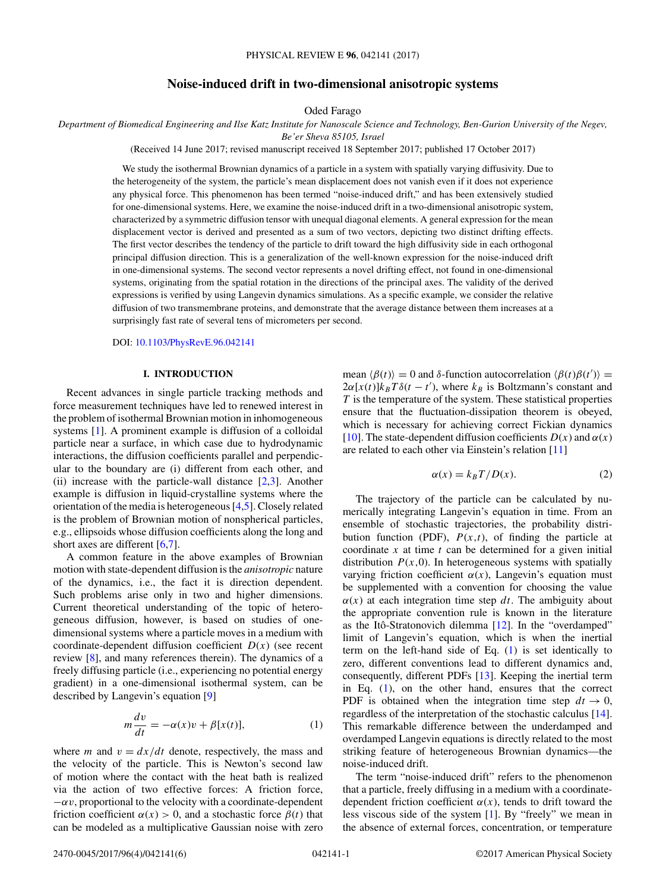# Noise-induced drift in two-dimensional anisotropic systems

Oded Farago

*Department of Biomedical Engineering and Ilse Katz Institute for Nanoscale Science and Technology, Ben-Gurion University of the Negev, Be'er Sheva 85105, Israel*

(Received 14 June 2017; revised manuscript received 18 September 2017; published 17 October 2017)

We study the isothermal Brownian dynamics of a particle in a system with spatially varying diffusivity. Due to the heterogeneity of the system, the particle's mean displacement does not vanish even if it does not experience any physical force. This phenomenon has been termed "noise-induced drift," and has been extensively studied for one-dimensional systems. Here, we examine the noise-induced drift in a two-dimensional anisotropic system, characterized by a symmetric diffusion tensor with unequal diagonal elements. A general expression for the mean displacement vector is derived and presented as a sum of two vectors, depicting two distinct drifting effects. The first vector describes the tendency of the particle to drift toward the high diffusivity side in each orthogonal principal diffusion direction. This is a generalization of the well-known expression for the noise-induced drift in one-dimensional systems. The second vector represents a novel drifting effect, not found in one-dimensional systems, originating from the spatial rotation in the directions of the principal axes. The validity of the derived expressions is verified by using Langevin dynamics simulations. As a specific example, we consider the relative diffusion of two transmembrane proteins, and demonstrate that the average distance between them increases at a surprisingly fast rate of several tens of micrometers per second.

DOI: 10.1103/PhysRevE.96.042141

## I. INTRODUCTION

Recent advances in single particle tracking methods and force measurement techniques have led to renewed interest in the problem of isothermal Brownian motion in inhomogeneous systems [1]. A prominent example is diffusion of a colloidal particle near a surface, in which case due to hydrodynamic interactions, the diffusion coefficients parallel and perpendicular to the boundary are (i) different from each other, and (ii) increase with the particle-wall distance [2,3]. Another example is diffusion in liquid-crystalline systems where the orientation of the media is heterogeneous [4,5]. Closely related is the problem of Brownian motion of nonspherical particles, e.g., ellipsoids whose diffusion coefficients along the long and short axes are different [6,7].

A common feature in the above examples of Brownian motion with state-dependent diffusion is the *anisotropic* nature of the dynamics, i.e., the fact it is direction dependent. Such problems arise only in two and higher dimensions. Current theoretical understanding of the topic of heterogeneous diffusion, however, is based on studies of one-dimensional systems where a particle moves in a medium with coordinate-dependent diffusion coefficient $D(x)$ (see recent review [8], and many references therein). The dynamics of a freely diffusing particle (i.e., experiencing no potential energy gradient) in a one-dimensional isothermal system, can be described by Langevin's equation [9]

$$m\frac{dv}{dt} = -\alpha(x)v + \beta[x(t)], \tag{1}$$

where $m$ and $v = dx/dt$ denote, respectively, the mass and the velocity of the particle. This is Newton's second law of motion where the contact with the heat bath is realized via the action of two effective forces: A friction force, $-\alpha v$, proportional to the velocity with a coordinate-dependent friction coefficient $\alpha(x) > 0$, and a stochastic force $\beta(t)$ that can be modeled as a multiplicative Gaussian noise with zero mean $\langle\beta(t)\rangle = 0$ and $\delta$-function autocorrelation $\langle\beta(t)\beta(t')\rangle = 2\alpha[x(t)]k_BT\delta(t-t')$, where $k_B$ is Boltzmann's constant and $T$ is the temperature of the system. These statistical properties ensure that the fluctuation-dissipation theorem is obeyed, which is necessary for achieving correct Fickian dynamics [10]. The state-dependent diffusion coefficients $D(x)$ and $\alpha(x)$ are related to each other via Einstein's relation [11]

$$\alpha(x) = k_BT/D(x). \tag{2}$$

The trajectory of the particle can be calculated by numerically integrating Langevin's equation in time. From an ensemble of stochastic trajectories, the probability distribution function (PDF), $P(x,t)$, of finding the particle at coordinate $x$ at time $t$ can be determined for a given initial distribution $P(x,0)$. In heterogeneous systems with spatially varying friction coefficient $\alpha(x)$, Langevin's equation must be supplemented with a convention for choosing the value $\alpha(x)$ at each integration time step $dt$. The ambiguity about the appropriate convention rule is known in the literature as the Itô-Stratonovich dilemma [12]. In the "overdamped" limit of Langevin's equation, which is when the inertial term on the left-hand side of Eq. (1) is set identically to zero, different conventions lead to different dynamics and, consequently, different PDFs [13]. Keeping the inertial term in Eq. (1), on the other hand, ensures that the correct PDF is obtained when the integration time step $dt \to 0$, regardless of the interpretation of the stochastic calculus [14]. This remarkable difference between the underdamped and overdamped Langevin equations is directly related to the most striking feature of heterogeneous Brownian dynamics—the noise-induced drift.

The term "noise-induced drift" refers to the phenomenon that a particle, freely diffusing in a medium with a coordinate-dependent friction coefficient $\alpha(x)$, tends to drift toward the less viscous side of the system [1]. By "freely" we mean in the absence of external forces, concentration, or temperature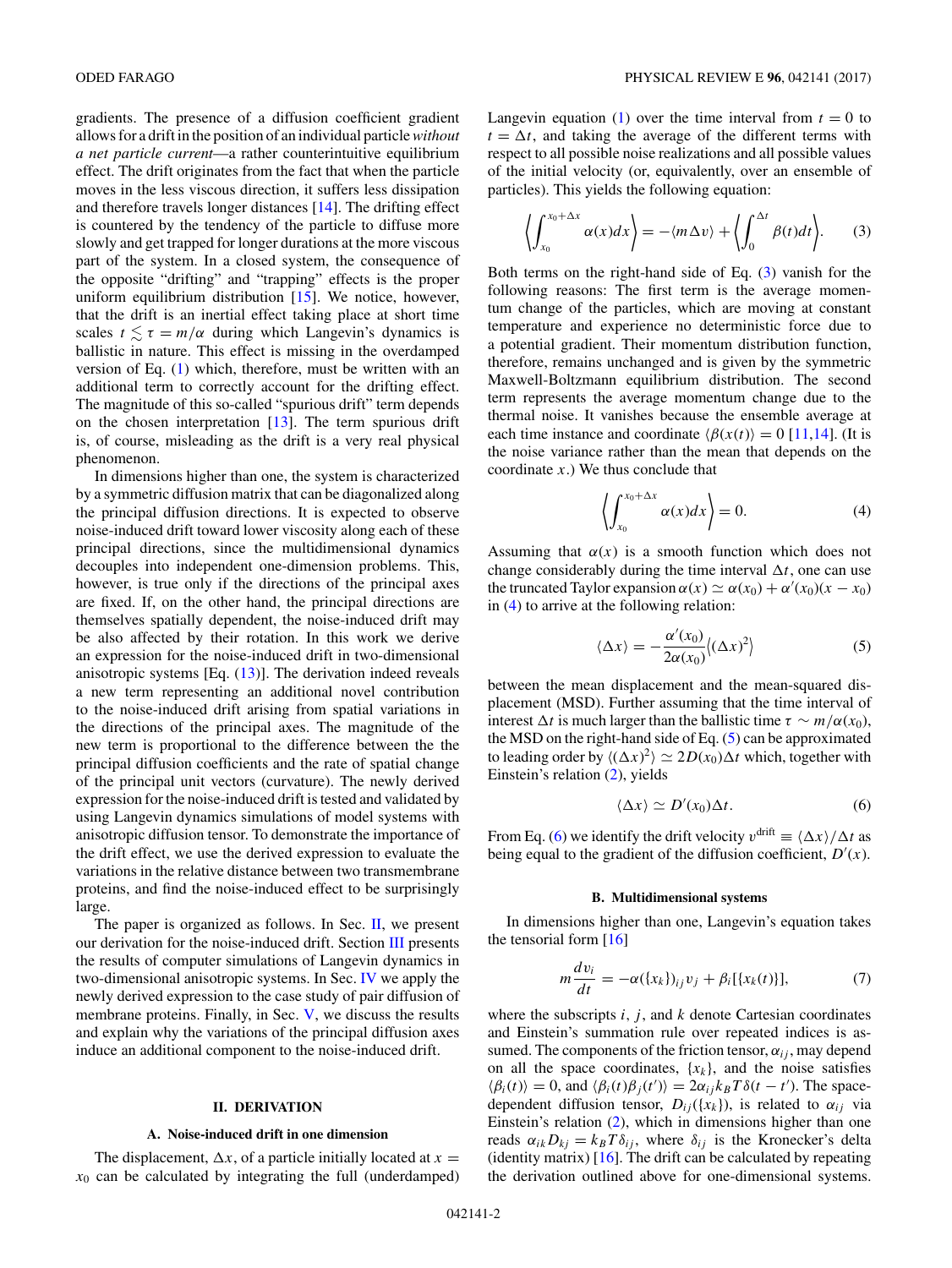gradients. The presence of a diffusion coefficient gradient allows for a drift in the position of an individual particle *without a net particle current*—a rather counterintuitive equilibrium effect. The drift originates from the fact that when the particle moves in the less viscous direction, it suffers less dissipation and therefore travels longer distances [14]. The drifting effect is countered by the tendency of the particle to diffuse more slowly and get trapped for longer durations at the more viscous part of the system. In a closed system, the consequence of the opposite "drifting" and "trapping" effects is the proper uniform equilibrium distribution [15]. We notice, however, that the drift is an inertial effect taking place at short time scales $t \lesssim \tau = m/\alpha$ during which Langevin's dynamics is ballistic in nature. This effect is missing in the overdamped version of Eq. (1) which, therefore, must be written with an additional term to correctly account for the drifting effect. The magnitude of this so-called "spurious drift" term depends on the chosen interpretation [13]. The term spurious drift is, of course, misleading as the drift is a very real physical phenomenon.

In dimensions higher than one, the system is characterized by a symmetric diffusion matrix that can be diagonalized along the principal diffusion directions. It is expected to observe noise-induced drift toward lower viscosity along each of these principal directions, since the multidimensional dynamics decouples into independent one-dimension problems. This, however, is true only if the directions of the principal axes are fixed. If, on the other hand, the principal directions are themselves spatially dependent, the noise-induced drift may be also affected by their rotation. In this work we derive an expression for the noise-induced drift in two-dimensional anisotropic systems [Eq. (13)]. The derivation indeed reveals a new term representing an additional novel contribution to the noise-induced drift arising from spatial variations in the directions of the principal axes. The magnitude of the new term is proportional to the difference between the the principal diffusion coefficients and the rate of spatial change of the principal unit vectors (curvature). The newly derived expression for the noise-induced drift is tested and validated by using Langevin dynamics simulations of model systems with anisotropic diffusion tensor. To demonstrate the importance of the drift effect, we use the derived expression to evaluate the variations in the relative distance between two transmembrane proteins, and find the noise-induced effect to be surprisingly large.

The paper is organized as follows. In Sec. II, we present our derivation for the noise-induced drift. Section III presents the results of computer simulations of Langevin dynamics in two-dimensional anisotropic systems. In Sec. IV we apply the newly derived expression to the case study of pair diffusion of membrane proteins. Finally, in Sec. V, we discuss the results and explain why the variations of the principal diffusion axes induce an additional component to the noise-induced drift.

## II. DERIVATION

### A. Noise-induced drift in one dimension

The displacement, $\Delta x$, of a particle initially located at $x = x_0$ can be calculated by integrating the full (underdamped) Langevin equation (1) over the time interval from $t = 0$ to $t = \Delta t$, and taking the average of the different terms with respect to all possible noise realizations and all possible values of the initial velocity (or, equivalently, over an ensemble of particles). This yields the following equation:

$$\left\langle \int_{x_0}^{x_0+\Delta x} \alpha(x)dx \right\rangle = -\langle m\Delta v\rangle + \left\langle \int_0^{\Delta t} \beta(t)dt \right\rangle. \quad (3)$$

Both terms on the right-hand side of Eq. (3) vanish for the following reasons: The first term is the average momentum change of the particles, which are moving at constant temperature and experience no deterministic force due to a potential gradient. Their momentum distribution function, therefore, remains unchanged and is given by the symmetric Maxwell-Boltzmann equilibrium distribution. The second term represents the average momentum change due to the thermal noise. It vanishes because the ensemble average at each time instance and coordinate $\langle \beta(x(t))\rangle = 0$ [11,14]. (It is the noise variance rather than the mean that depends on the coordinate $x$.) We thus conclude that

$$\left\langle \int_{x_0}^{x_0+\Delta x} \alpha(x)dx \right\rangle = 0. \quad (4)$$

Assuming that $\alpha(x)$ is a smooth function which does not change considerably during the time interval $\Delta t$, one can use the truncated Taylor expansion $\alpha(x) \simeq \alpha(x_0) + \alpha'(x_0)(x - x_0)$ in (4) to arrive at the following relation:

$$\langle \Delta x\rangle = -\frac{\alpha'(x_0)}{2\alpha(x_0)}\langle(\Delta x)^2\rangle \quad (5)$$

between the mean displacement and the mean-squared displacement (MSD). Further assuming that the time interval of interest $\Delta t$ is much larger than the ballistic time $\tau \sim m/\alpha(x_0)$, the MSD on the right-hand side of Eq. (5) can be approximated to leading order by $\langle(\Delta x)^2\rangle \simeq 2D(x_0)\Delta t$ which, together with Einstein's relation (2), yields

$$\langle \Delta x\rangle \simeq D'(x_0)\Delta t. \quad (6)$$

From Eq. (6) we identify the drift velocity $v^{\text{drift}} \equiv \langle \Delta x\rangle/\Delta t$ as being equal to the gradient of the diffusion coefficient, $D'(x)$.

### B. Multidimensional systems

In dimensions higher than one, Langevin's equation takes the tensorial form [16]

$$m\frac{dv_i}{dt} = -\alpha(\{x_k\})_{ij}v_j + \beta_i[\{x_k(t)\}], \quad (7)$$

where the subscripts $i$, $j$, and $k$ denote Cartesian coordinates and Einstein's summation rule over repeated indices is assumed. The components of the friction tensor, $\alpha_{ij}$, may depend on all the space coordinates, $\{x_k\}$, and the noise satisfies $\langle \beta_i(t)\rangle = 0$, and $\langle \beta_i(t)\beta_j(t')\rangle = 2\alpha_{ij}k_BT\delta(t - t')$. The space-dependent diffusion tensor, $D_{ij}(\{x_k\})$, is related to $\alpha_{ij}$ via Einstein's relation (2), which in dimensions higher than one reads $\alpha_{ik}D_{kj} = k_BT\delta_{ij}$, where $\delta_{ij}$ is the Kronecker's delta (identity matrix) [16]. The drift can be calculated by repeating the derivation outlined above for one-dimensional systems.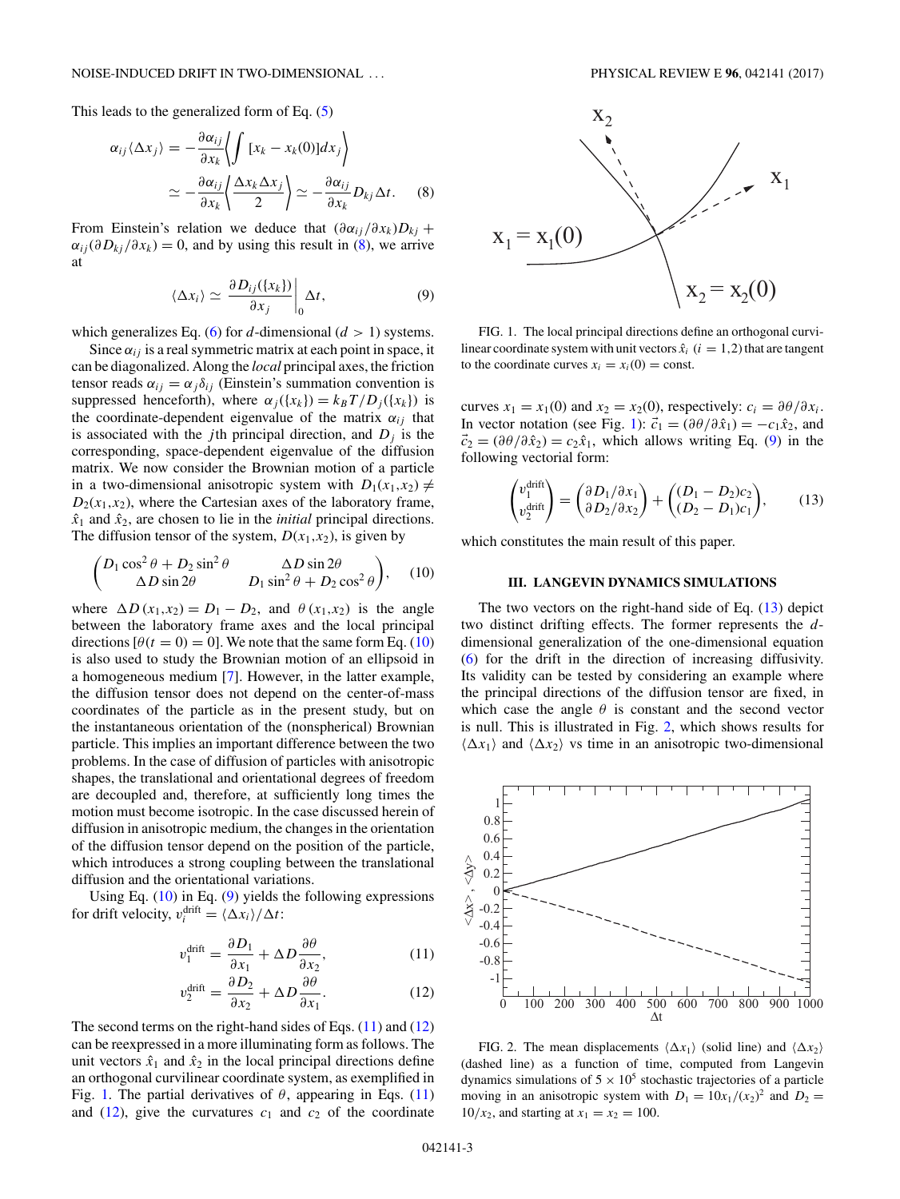This leads to the generalized form of Eq. (5)

$$\alpha_{ij}\langle \Delta x_j \rangle = -\frac{\partial \alpha_{ij}}{\partial x_k}\left\langle \int [x_k - x_k(0)] dx_j \right\rangle$$
$$\simeq -\frac{\partial \alpha_{ij}}{\partial x_k}\left\langle \frac{\Delta x_k \Delta x_j}{2} \right\rangle \simeq -\frac{\partial \alpha_{ij}}{\partial x_k} D_{kj}\Delta t. \qquad (8)$$

From Einstein's relation we deduce that $(\partial \alpha_{ij}/\partial x_k)D_{kj} + \alpha_{ij}(\partial D_{kj}/\partial x_k) = 0$, and by using this result in (8), we arrive at

$$\langle \Delta x_i \rangle \simeq \left.\frac{\partial D_{ij}(\{x_k\})}{\partial x_j}\right|_0 \Delta t, \qquad (9)$$

which generalizes Eq. (6) for $d$-dimensional ($d > 1$) systems.

Since $\alpha_{ij}$ is a real symmetric matrix at each point in space, it can be diagonalized. Along the *local* principal axes, the friction tensor reads $\alpha_{ij} = \alpha_j \delta_{ij}$ (Einstein's summation convention is suppressed henceforth), where $\alpha_j(\{x_k\}) = k_B T/D_j(\{x_k\})$ is the coordinate-dependent eigenvalue of the matrix $\alpha_{ij}$ that is associated with the $j$th principal direction, and $D_j$ is the corresponding, space-dependent eigenvalue of the diffusion matrix. We now consider the Brownian motion of a particle in a two-dimensional anisotropic system with $D_1(x_1,x_2) \neq D_2(x_1,x_2)$, where the Cartesian axes of the laboratory frame, $\hat{x}_1$ and $\hat{x}_2$, are chosen to lie in the *initial* principal directions. The diffusion tensor of the system, $D(x_1,x_2)$, is given by

$$\begin{pmatrix} D_1 \cos^2\theta + D_2 \sin^2\theta & \Delta D \sin 2\theta \\ \Delta D \sin 2\theta & D_1 \sin^2\theta + D_2 \cos^2\theta \end{pmatrix}, \qquad (10)$$

where $\Delta D(x_1,x_2) = D_1 - D_2$, and $\theta(x_1,x_2)$ is the angle between the laboratory frame axes and the local principal directions [$\theta(t=0) = 0$]. We note that the same form Eq. (10) is also used to study the Brownian motion of an ellipsoid in a homogeneous medium [7]. However, in the latter example, the diffusion tensor does not depend on the center-of-mass coordinates of the particle as in the present study, but on the instantaneous orientation of the (nonspherical) Brownian particle. This implies an important difference between the two problems. In the case of diffusion of particles with anisotropic shapes, the translational and orientational degrees of freedom are decoupled and, therefore, at sufficiently long times the motion must become isotropic. In the case discussed herein of diffusion in anisotropic medium, the changes in the orientation of the diffusion tensor depend on the position of the particle, which introduces a strong coupling between the translational diffusion and the orientational variations.

Using Eq. (10) in Eq. (9) yields the following expressions for drift velocity, $v_i^{\rm drift} = \langle \Delta x_i \rangle/\Delta t$:

$$v_1^{\rm drift} = \frac{\partial D_1}{\partial x_1} + \Delta D \frac{\partial \theta}{\partial x_2}, \qquad (11)$$

$$v_2^{\rm drift} = \frac{\partial D_2}{\partial x_2} + \Delta D \frac{\partial \theta}{\partial x_1}. \qquad (12)$$

The second terms on the right-hand sides of Eqs. (11) and (12) can be reexpressed in a more illuminating form as follows. The unit vectors $\hat{x}_1$ and $\hat{x}_2$ in the local principal directions define an orthogonal curvilinear coordinate system, as exemplified in Fig. 1. The partial derivatives of $\theta$, appearing in Eqs. (11) and (12), give the curvatures $c_1$ and $c_2$ of the coordinate curves $x_1 = x_1(0)$ and $x_2 = x_2(0)$, respectively: $c_i = \partial\theta/\partial x_i$. In vector notation (see Fig. 1): $\vec{c}_1 = (\partial\theta/\partial\hat{x}_1) = -c_1\hat{x}_2$, and $\vec{c}_2 = (\partial\theta/\partial\hat{x}_2) = c_2\hat{x}_1$, which allows writing Eq. (9) in the following vectorial form:

FIG. 1. The local principal directions define an orthogonal curvilinear coordinate system with unit vectors $\hat{x}_i$ ($i = 1,2$) that are tangent to the coordinate curves $x_i = x_i(0) = $ const.

$$\begin{pmatrix} v_1^{\rm drift} \\ v_2^{\rm drift} \end{pmatrix} = \begin{pmatrix} \partial D_1/\partial x_1 \\ \partial D_2/\partial x_2 \end{pmatrix} + \begin{pmatrix} (D_1 - D_2)c_2 \\ (D_2 - D_1)c_1 \end{pmatrix}, \qquad (13)$$

which constitutes the main result of this paper.

## III. LANGEVIN DYNAMICS SIMULATIONS

The two vectors on the right-hand side of Eq. (13) depict two distinct drifting effects. The former represents the $d$-dimensional generalization of the one-dimensional equation (6) for the drift in the direction of increasing diffusivity. Its validity can be tested by considering an example where the principal directions of the diffusion tensor are fixed, in which case the angle $\theta$ is constant and the second vector is null. This is illustrated in Fig. 2, which shows results for $\langle \Delta x_1 \rangle$ and $\langle \Delta x_2 \rangle$ vs time in an anisotropic two-dimensional

FIG. 2. The mean displacements $\langle \Delta x_1 \rangle$ (solid line) and $\langle \Delta x_2 \rangle$ (dashed line) as a function of time, computed from Langevin dynamics simulations of $5 \times 10^5$ stochastic trajectories of a particle moving in an anisotropic system with $D_1 = 10x_1/(x_2)^2$ and $D_2 = 10/x_2$, and starting at $x_1 = x_2 = 100$.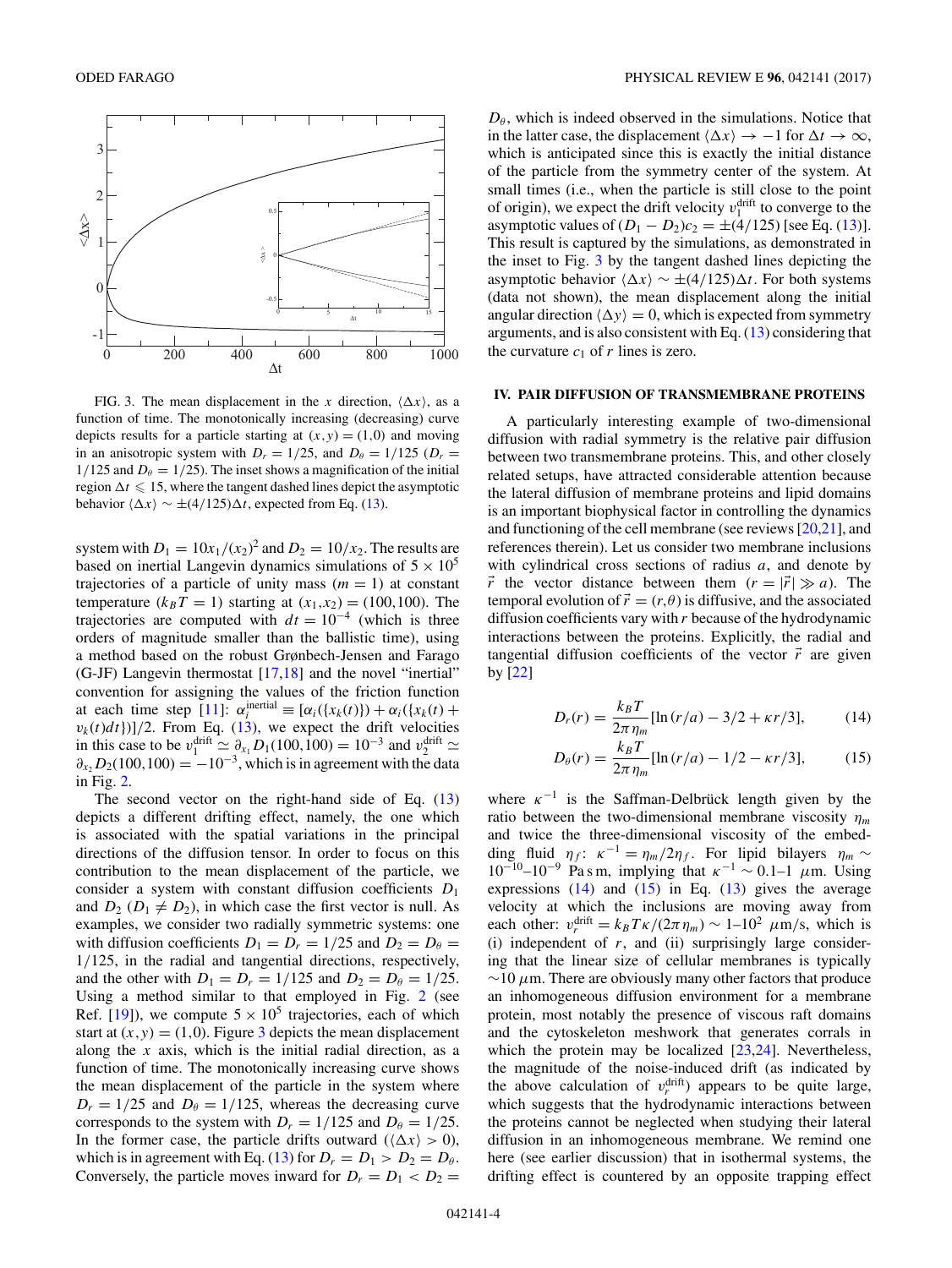FIG. 3. The mean displacement in the $x$ direction, $\langle \Delta x \rangle$, as a function of time. The monotonically increasing (decreasing) curve depicts results for a particle starting at $(x,y) = (1,0)$ and moving in an anisotropic system with $D_r = 1/25$, and $D_\theta = 1/125$ ($D_r = 1/125$ and $D_\theta = 1/25$). The inset shows a magnification of the initial region $\Delta t \leqslant 15$, where the tangent dashed lines depict the asymptotic behavior $\langle \Delta x \rangle \sim \pm(4/125)\Delta t$, expected from Eq. (13).

system with $D_1 = 10x_1/(x_2)^2$ and $D_2 = 10/x_2$. The results are based on inertial Langevin dynamics simulations of $5 \times 10^5$ trajectories of a particle of unity mass ($m = 1$) at constant temperature ($k_B T = 1$) starting at $(x_1,x_2) = (100,100)$. The trajectories are computed with $dt = 10^{-4}$ (which is three orders of magnitude smaller than the ballistic time), using a method based on the robust Grønbech-Jensen and Farago (G-JF) Langevin thermostat [17,18] and the novel "inertial" convention for assigning the values of the friction function at each time step [11]: $\alpha_i^{\text{inertial}} \equiv [\alpha_i(\{x_k(t)\}) + \alpha_i(\{x_k(t) + v_k(t)dt\})]/2$. From Eq. (13), we expect the drift velocities in this case to be $v_1^{\text{drift}} \simeq \partial_{x_1} D_1(100,100) = 10^{-3}$ and $v_2^{\text{drift}} \simeq \partial_{x_2} D_2(100,100) = -10^{-3}$, which is in agreement with the data in Fig. 2.

The second vector on the right-hand side of Eq. (13) depicts a different drifting effect, namely, the one which is associated with the spatial variations in the principal directions of the diffusion tensor. In order to focus on this contribution to the mean displacement of the particle, we consider a system with constant diffusion coefficients $D_1$ and $D_2$ ($D_1 \neq D_2$), in which case the first vector is null. As examples, we consider two radially symmetric systems: one with diffusion coefficients $D_1 = D_r = 1/25$ and $D_2 = D_\theta = 1/125$, in the radial and tangential directions, respectively, and the other with $D_1 = D_r = 1/125$ and $D_2 = D_\theta = 1/25$. Using a method similar to that employed in Fig. 2 (see Ref. [19]), we compute $5 \times 10^5$ trajectories, each of which start at $(x,y) = (1,0)$. Figure 3 depicts the mean displacement along the $x$ axis, which is the initial radial direction, as a function of time. The monotonically increasing curve shows the mean displacement of the particle in the system where $D_r = 1/25$ and $D_\theta = 1/125$, whereas the decreasing curve corresponds to the system with $D_r = 1/125$ and $D_\theta = 1/25$. In the former case, the particle drifts outward ($\langle \Delta x \rangle > 0$), which is in agreement with Eq. (13) for $D_r = D_1 > D_2 = D_\theta$. Conversely, the particle moves inward for $D_r = D_1 < D_2 = D_\theta$, which is indeed observed in the simulations. Notice that in the latter case, the displacement $\langle \Delta x \rangle \to -1$ for $\Delta t \to \infty$, which is anticipated since this is exactly the initial distance of the particle from the symmetry center of the system. At small times (i.e., when the particle is still close to the point of origin), we expect the drift velocity $v_1^{\text{drift}}$ to converge to the asymptotic values of $(D_1 - D_2)c_2 = \pm(4/125)$ [see Eq. (13)]. This result is captured by the simulations, as demonstrated in the inset to Fig. 3 by the tangent dashed lines depicting the asymptotic behavior $\langle \Delta x \rangle \sim \pm(4/125)\Delta t$. For both systems (data not shown), the mean displacement along the initial angular direction $\langle \Delta y \rangle = 0$, which is expected from symmetry arguments, and is also consistent with Eq. (13) considering that the curvature $c_1$ of $r$ lines is zero.

## IV. PAIR DIFFUSION OF TRANSMEMBRANE PROTEINS

A particularly interesting example of two-dimensional diffusion with radial symmetry is the relative pair diffusion between two transmembrane proteins. This, and other closely related setups, have attracted considerable attention because the lateral diffusion of membrane proteins and lipid domains is an important biophysical factor in controlling the dynamics and functioning of the cell membrane (see reviews [20,21], and references therein). Let us consider two membrane inclusions with cylindrical cross sections of radius $a$, and denote by $\vec{r}$ the vector distance between them ($r = |\vec{r}| \gg a$). The temporal evolution of $\vec{r} = (r,\theta)$ is diffusive, and the associated diffusion coefficients vary with $r$ because of the hydrodynamic interactions between the proteins. Explicitly, the radial and tangential diffusion coefficients of the vector $\vec{r}$ are given by [22]

$$D_r(r) = \frac{k_B T}{2\pi \eta_m}[\ln(r/a) - 3/2 + \kappa r/3], \tag{14}$$

$$D_\theta(r) = \frac{k_B T}{2\pi \eta_m}[\ln(r/a) - 1/2 - \kappa r/3], \tag{15}$$

where $\kappa^{-1}$ is the Saffman-Delbrück length given by the ratio between the two-dimensional membrane viscosity $\eta_m$ and twice the three-dimensional viscosity of the embedding fluid $\eta_f$: $\kappa^{-1} = \eta_m/2\eta_f$. For lipid bilayers $\eta_m \sim 10^{-10}$–$10^{-9}$ Pa s m, implying that $\kappa^{-1} \sim 0.1$–$1\ \mu$m. Using expressions (14) and (15) in Eq. (13) gives the average velocity at which the inclusions are moving away from each other: $v_r^{\text{drift}} = k_B T\kappa/(2\pi\eta_m) \sim 1$–$10^2\ \mu$m/s, which is (i) independent of $r$, and (ii) surprisingly large considering that the linear size of cellular membranes is typically $\sim 10\ \mu$m. There are obviously many other factors that produce an inhomogeneous diffusion environment for a membrane protein, most notably the presence of viscous raft domains and the cytoskeleton meshwork that generates corrals in which the protein may be localized [23,24]. Nevertheless, the magnitude of the noise-induced drift (as indicated by the above calculation of $v_r^{\text{drift}}$) appears to be quite large, which suggests that the hydrodynamic interactions between the proteins cannot be neglected when studying their lateral diffusion in an inhomogeneous membrane. We remind one here (see earlier discussion) that in isothermal systems, the drifting effect is countered by an opposite trapping effect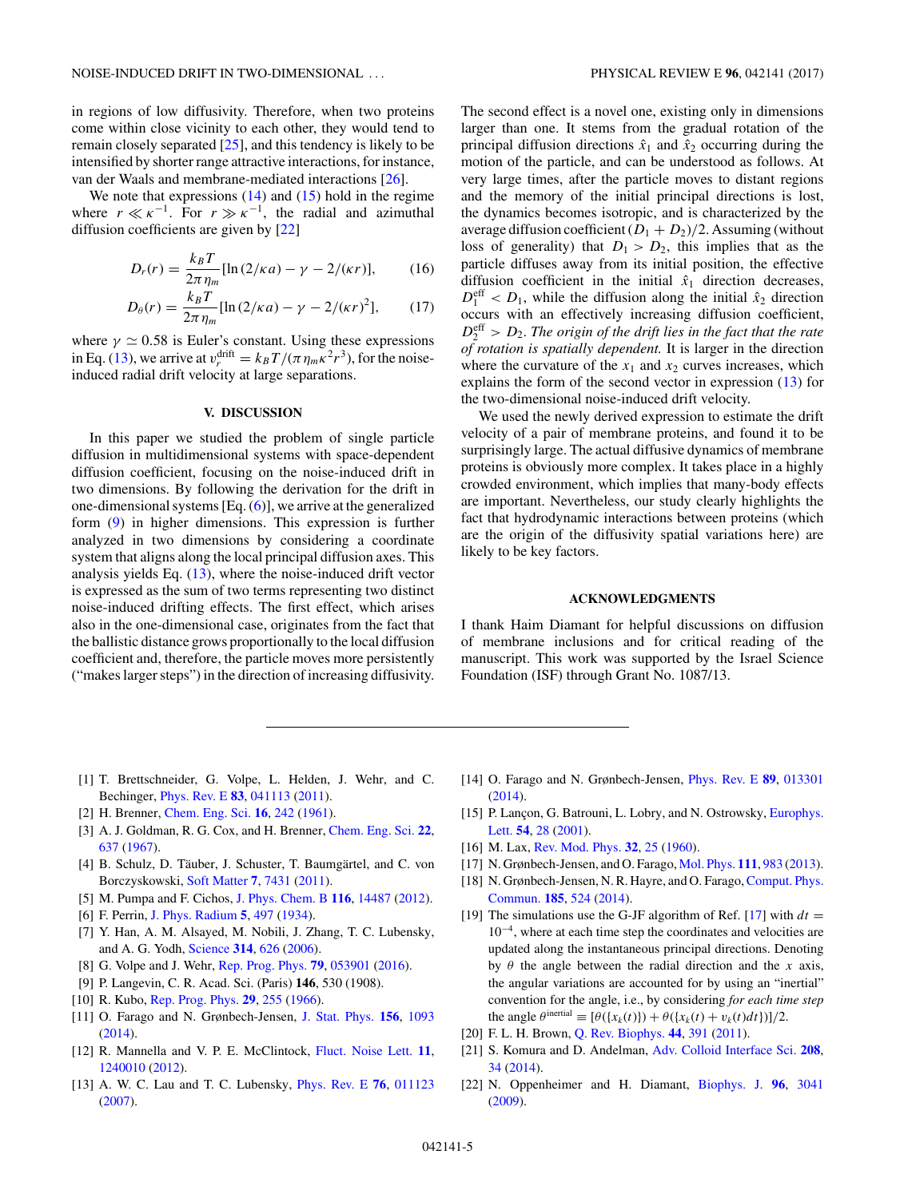in regions of low diffusivity. Therefore, when two proteins come within close vicinity to each other, they would tend to remain closely separated [25], and this tendency is likely to be intensified by shorter range attractive interactions, for instance, van der Waals and membrane-mediated interactions [26].

We note that expressions (14) and (15) hold in the regime where $r \ll \kappa^{-1}$. For $r \gg \kappa^{-1}$, the radial and azimuthal diffusion coefficients are given by [22]

$$D_r(r) = \frac{k_B T}{2\pi \eta_m}[\ln(2/\kappa a) - \gamma - 2/(\kappa r)], \tag{16}$$

$$D_\theta(r) = \frac{k_B T}{2\pi \eta_m}[\ln(2/\kappa a) - \gamma - 2/(\kappa r)^2], \tag{17}$$

where $\gamma \simeq 0.58$ is Euler's constant. Using these expressions in Eq. (13), we arrive at $v_r^{\text{drift}} = k_B T/(\pi \eta_m \kappa^2 r^3)$, for the noise-induced radial drift velocity at large separations.

## V. DISCUSSION

In this paper we studied the problem of single particle diffusion in multidimensional systems with space-dependent diffusion coefficient, focusing on the noise-induced drift in two dimensions. By following the derivation for the drift in one-dimensional systems [Eq. (6)], we arrive at the generalized form (9) in higher dimensions. This expression is further analyzed in two dimensions by considering a coordinate system that aligns along the local principal diffusion axes. This analysis yields Eq. (13), where the noise-induced drift vector is expressed as the sum of two terms representing two distinct noise-induced drifting effects. The first effect, which arises also in the one-dimensional case, originates from the fact that the ballistic distance grows proportionally to the local diffusion coefficient and, therefore, the particle moves more persistently ("makes larger steps") in the direction of increasing diffusivity. The second effect is a novel one, existing only in dimensions larger than one. It stems from the gradual rotation of the principal diffusion directions $\hat{x}_1$ and $\hat{x}_2$ occurring during the motion of the particle, and can be understood as follows. At very large times, after the particle moves to distant regions and the memory of the initial principal directions is lost, the dynamics becomes isotropic, and is characterized by the average diffusion coefficient $(D_1 + D_2)/2$. Assuming (without loss of generality) that $D_1 > D_2$, this implies that as the particle diffuses away from its initial position, the effective diffusion coefficient in the initial $\hat{x}_1$ direction decreases, $D_1^{\text{eff}} < D_1$, while the diffusion along the initial $\hat{x}_2$ direction occurs with an effectively increasing diffusion coefficient, $D_2^{\text{eff}} > D_2$. *The origin of the drift lies in the fact that the rate of rotation is spatially dependent.* It is larger in the direction where the curvature of the $x_1$ and $x_2$ curves increases, which explains the form of the second vector in expression (13) for the two-dimensional noise-induced drift velocity.

We used the newly derived expression to estimate the drift velocity of a pair of membrane proteins, and found it to be surprisingly large. The actual diffusive dynamics of membrane proteins is obviously more complex. It takes place in a highly crowded environment, which implies that many-body effects are important. Nevertheless, our study clearly highlights the fact that hydrodynamic interactions between proteins (which are the origin of the diffusivity spatial variations here) are likely to be key factors.

## ACKNOWLEDGMENTS

I thank Haim Diamant for helpful discussions on diffusion of membrane inclusions and for critical reading of the manuscript. This work was supported by the Israel Science Foundation (ISF) through Grant No. 1087/13.

---

[1] T. Brettschneider, G. Volpe, L. Helden, J. Wehr, and C. Bechinger, Phys. Rev. E **83**, 041113 (2011).
[2] H. Brenner, Chem. Eng. Sci. **16**, 242 (1961).
[3] A. J. Goldman, R. G. Cox, and H. Brenner, Chem. Eng. Sci. **22**, 637 (1967).
[4] B. Schulz, D. Täuber, J. Schuster, T. Baumgärtel, and C. von Borczyskowski, Soft Matter **7**, 7431 (2011).
[5] M. Pumpa and F. Cichos, J. Phys. Chem. B **116**, 14487 (2012).
[6] F. Perrin, J. Phys. Radium **5**, 497 (1934).
[7] Y. Han, A. M. Alsayed, M. Nobili, J. Zhang, T. C. Lubensky, and A. G. Yodh, Science **314**, 626 (2006).
[8] G. Volpe and J. Wehr, Rep. Prog. Phys. **79**, 053901 (2016).
[9] P. Langevin, C. R. Acad. Sci. (Paris) **146**, 530 (1908).
[10] R. Kubo, Rep. Prog. Phys. **29**, 255 (1966).
[11] O. Farago and N. Grønbech-Jensen, J. Stat. Phys. **156**, 1093 (2014).
[12] R. Mannella and V. P. E. McClintock, Fluct. Noise Lett. **11**, 1240010 (2012).
[13] A. W. C. Lau and T. C. Lubensky, Phys. Rev. E **76**, 011123 (2007).
[14] O. Farago and N. Grønbech-Jensen, Phys. Rev. E **89**, 013301 (2014).
[15] P. Lançon, G. Batrouni, L. Lobry, and N. Ostrowsky, Europhys. Lett. **54**, 28 (2001).
[16] M. Lax, Rev. Mod. Phys. **32**, 25 (1960).
[17] N. Grønbech-Jensen, and O. Farago, Mol. Phys. **111**, 983 (2013).
[18] N. Grønbech-Jensen, N. R. Hayre, and O. Farago, Comput. Phys. Commun. **185**, 524 (2014).
[19] The simulations use the G-JF algorithm of Ref. [17] with $dt = 10^{-4}$, where at each time step the coordinates and velocities are updated along the instantaneous principal directions. Denoting by $\theta$ the angle between the radial direction and the $x$ axis, the angular variations are accounted for by using an "inertial" convention for the angle, i.e., by considering *for each time step* the angle $\theta^{\text{inertial}} \equiv [\theta(\{x_k(t)\}) + \theta(\{x_k(t) + v_k(t)dt\})]/2$.
[20] F. L. H. Brown, Q. Rev. Biophys. **44**, 391 (2011).
[21] S. Komura and D. Andelman, Adv. Colloid Interface Sci. **208**, 34 (2014).
[22] N. Oppenheimer and H. Diamant, Biophys. J. **96**, 3041 (2009).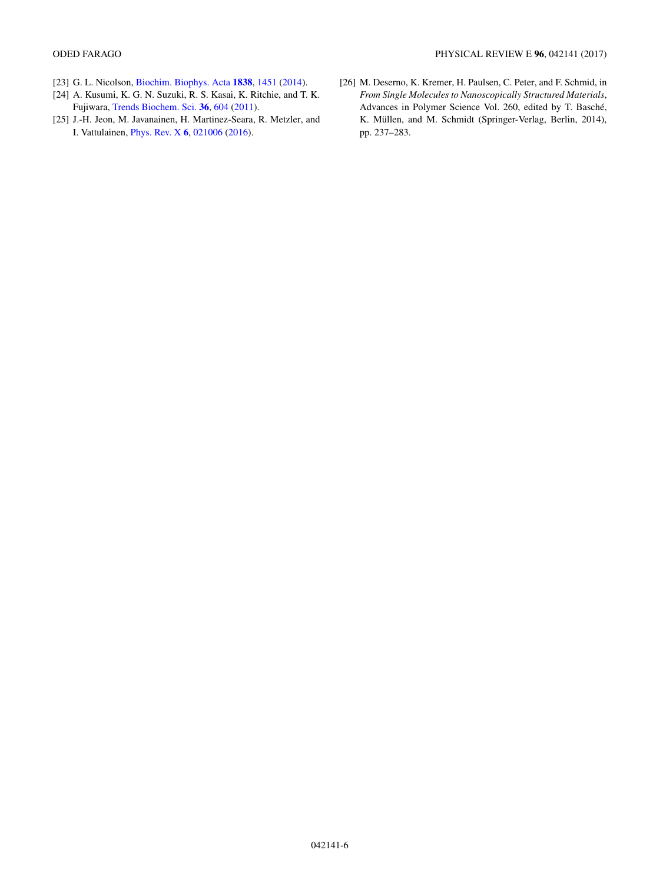[23] G. L. Nicolson, Biochim. Biophys. Acta **1838**, 1451 (2014).

[24] A. Kusumi, K. G. N. Suzuki, R. S. Kasai, K. Ritchie, and T. K. Fujiwara, Trends Biochem. Sci. **36**, 604 (2011).

[25] J.-H. Jeon, M. Javanainen, H. Martinez-Seara, R. Metzler, and I. Vattulainen, Phys. Rev. X **6**, 021006 (2016).

[26] M. Deserno, K. Kremer, H. Paulsen, C. Peter, and F. Schmid, in *From Single Molecules to Nanoscopically Structured Materials*, Advances in Polymer Science Vol. 260, edited by T. Basché, K. Müllen, and M. Schmidt (Springer-Verlag, Berlin, 2014), pp. 237–283.